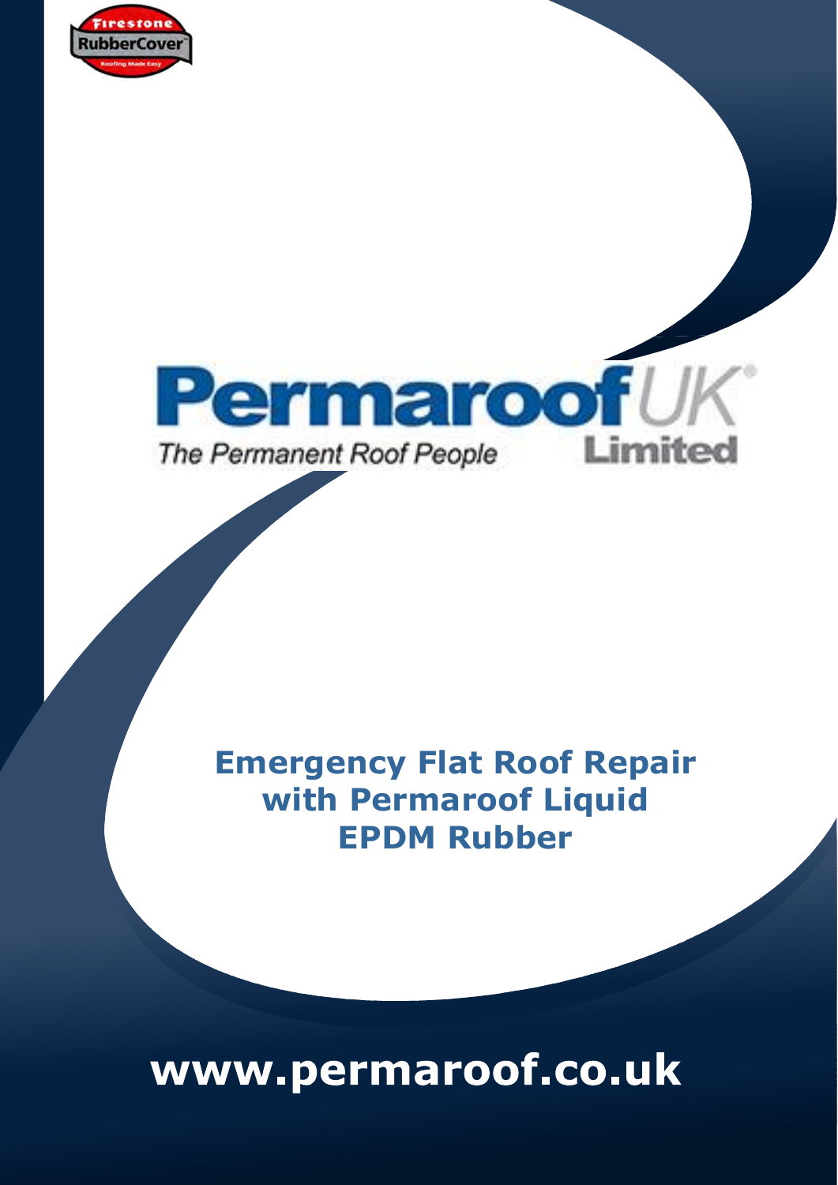Firestone RubberCover

Roofing Made Easy

**Permaroof** UK®

*The Permanent Roof People* Limited

# Emergency Flat Roof Repair with Permaroof Liquid EPDM Rubber

**www.permaroof.co.uk**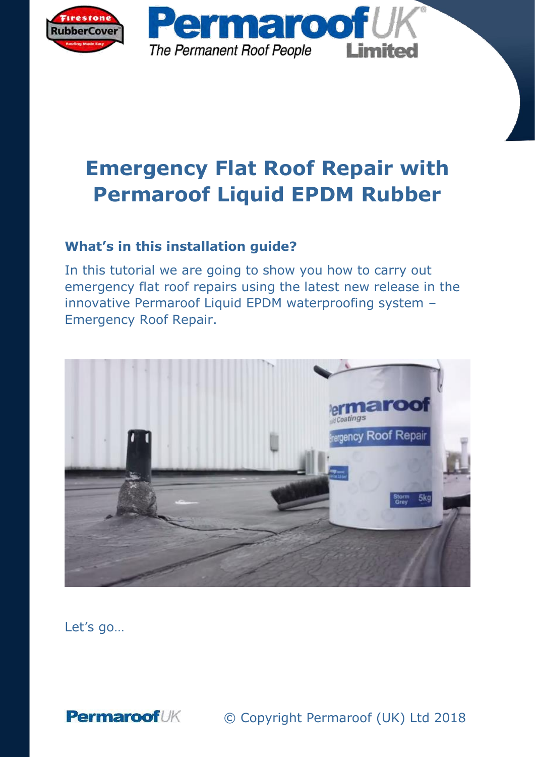# Emergency Flat Roof Repair with Permaroof Liquid EPDM Rubber

### What's in this installation guide?

In this tutorial we are going to show you how to carry out emergency flat roof repairs using the latest new release in the innovative Permaroof Liquid EPDM waterproofing system – Emergency Roof Repair.

Let's go…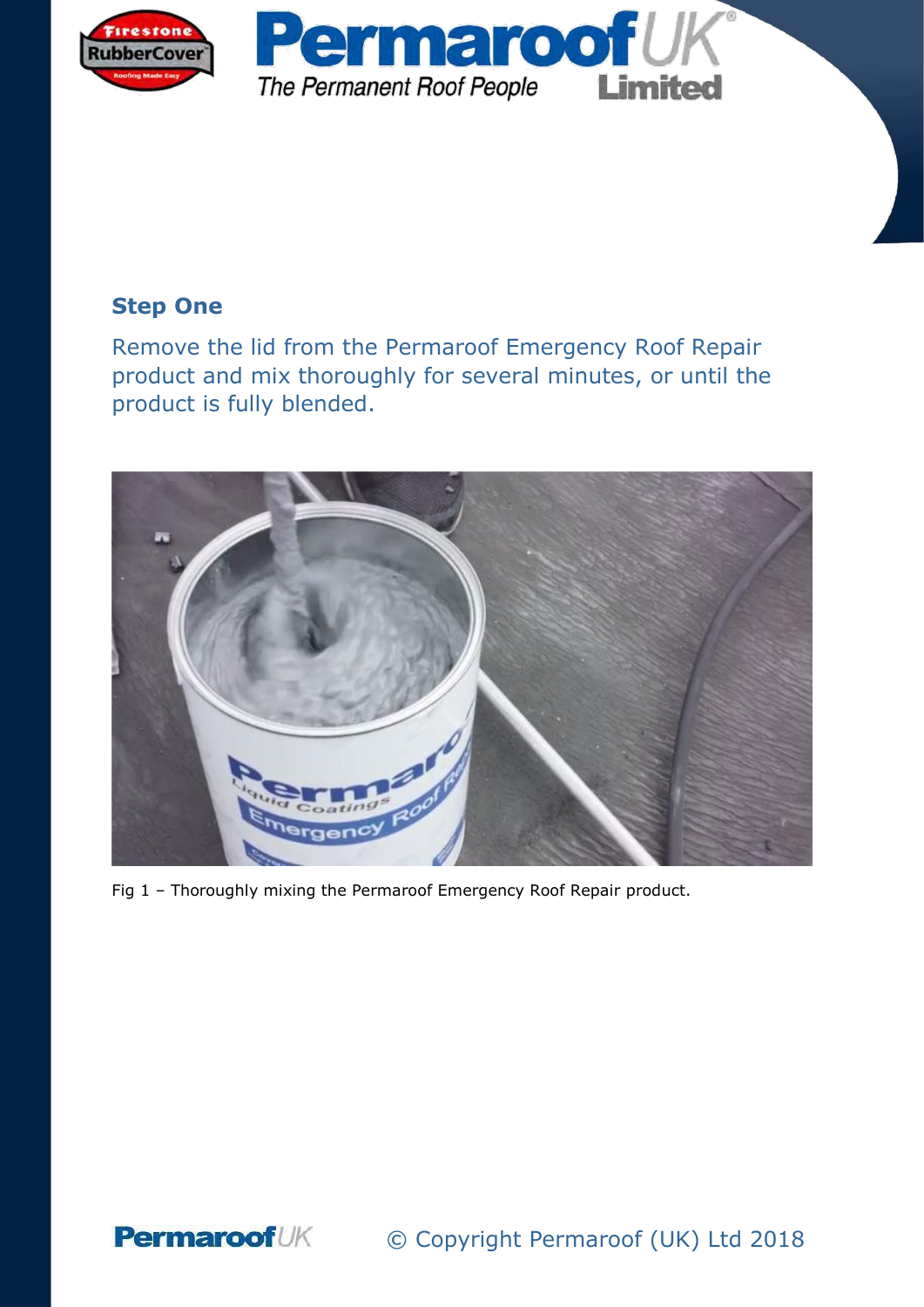## Step One

Remove the lid from the Permaroof Emergency Roof Repair product and mix thoroughly for several minutes, or until the product is fully blended.

Fig 1 – Thoroughly mixing the Permaroof Emergency Roof Repair product.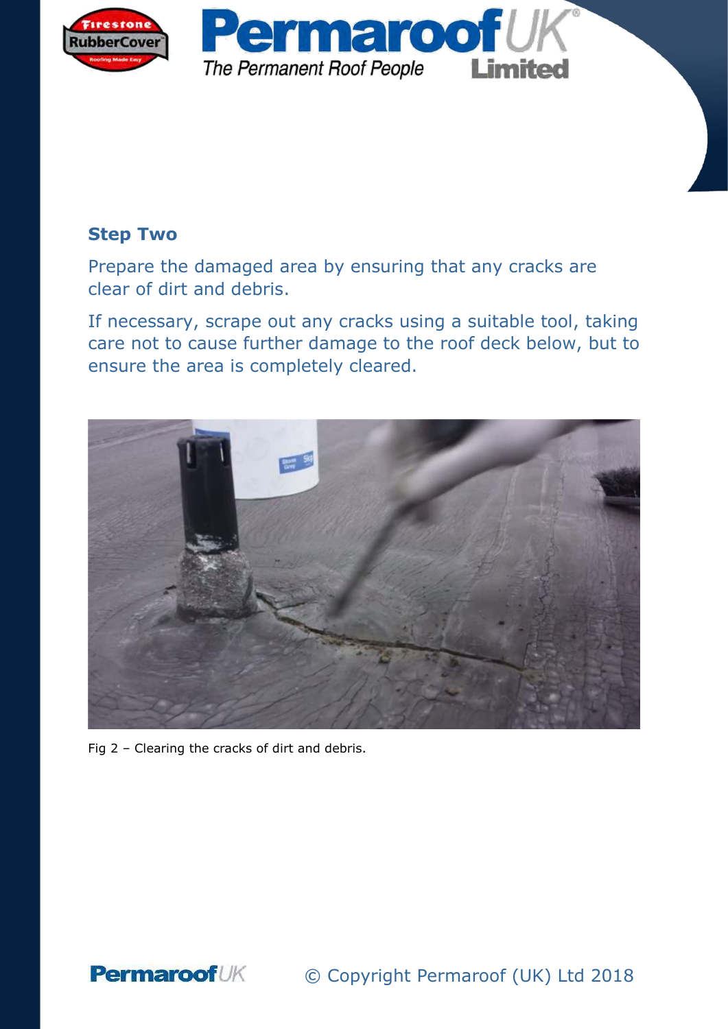## Step Two

Prepare the damaged area by ensuring that any cracks are clear of dirt and debris.

If necessary, scrape out any cracks using a suitable tool, taking care not to cause further damage to the roof deck below, but to ensure the area is completely cleared.

Fig 2 – Clearing the cracks of dirt and debris.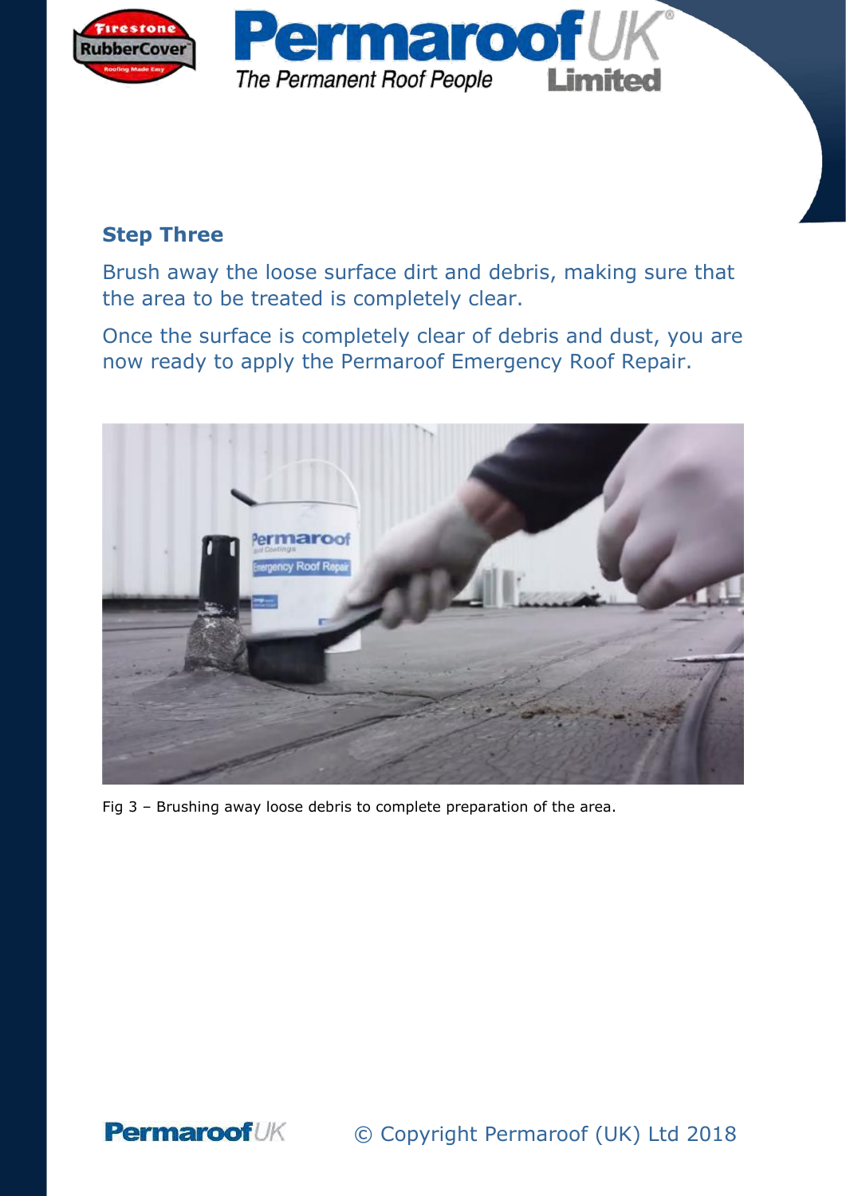## Step Three

Brush away the loose surface dirt and debris, making sure that the area to be treated is completely clear.

Once the surface is completely clear of debris and dust, you are now ready to apply the Permaroof Emergency Roof Repair.

Fig 3 – Brushing away loose debris to complete preparation of the area.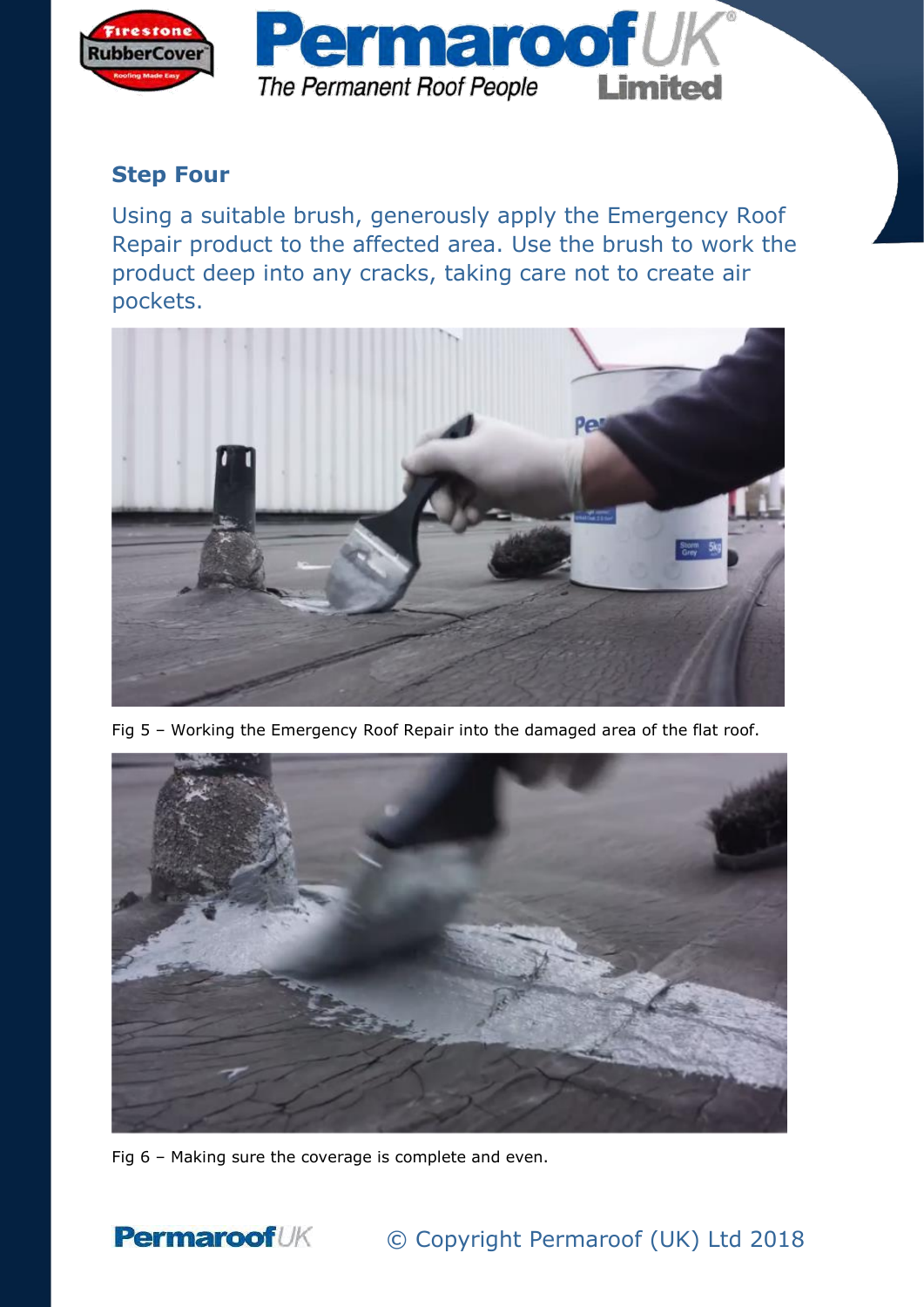## Step Four

Using a suitable brush, generously apply the Emergency Roof Repair product to the affected area. Use the brush to work the product deep into any cracks, taking care not to create air pockets.

Fig 5 – Working the Emergency Roof Repair into the damaged area of the flat roof.

Fig 6 – Making sure the coverage is complete and even.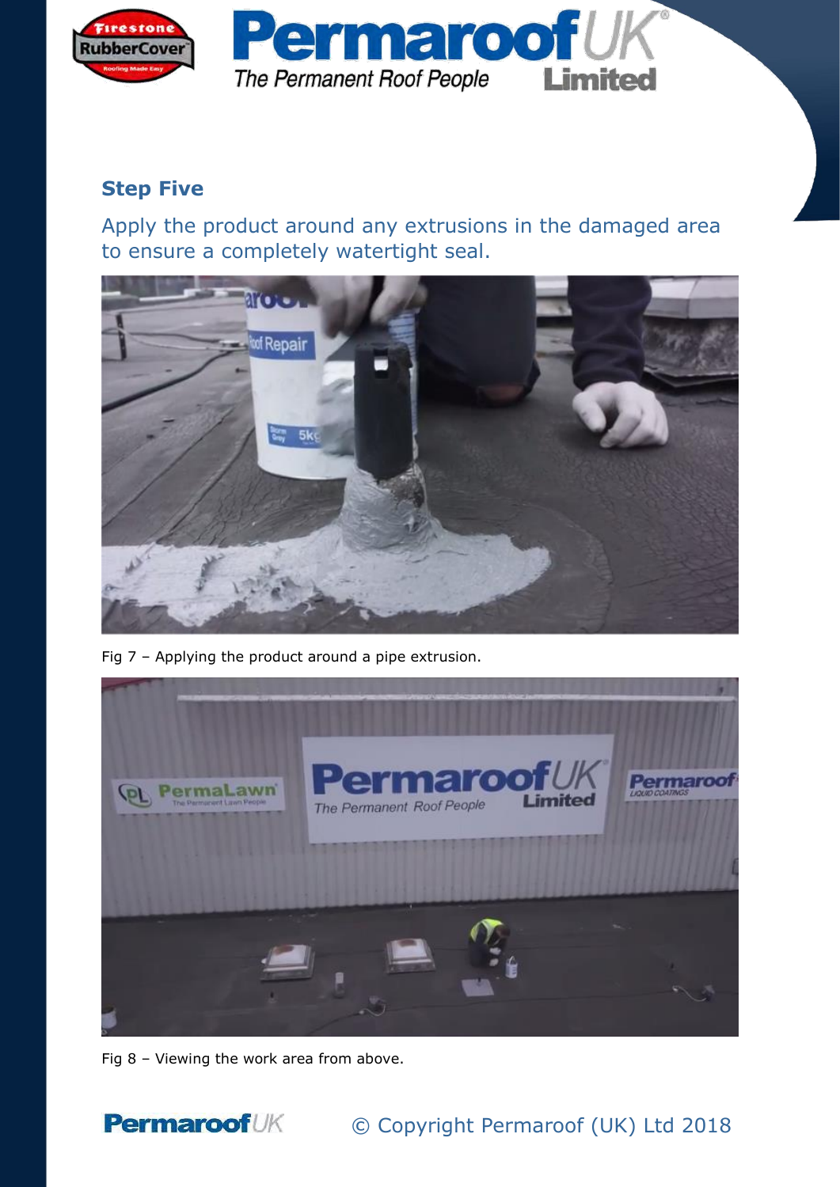## Step Five

Apply the product around any extrusions in the damaged area to ensure a completely watertight seal.

Fig 7 – Applying the product around a pipe extrusion.

Fig 8 – Viewing the work area from above.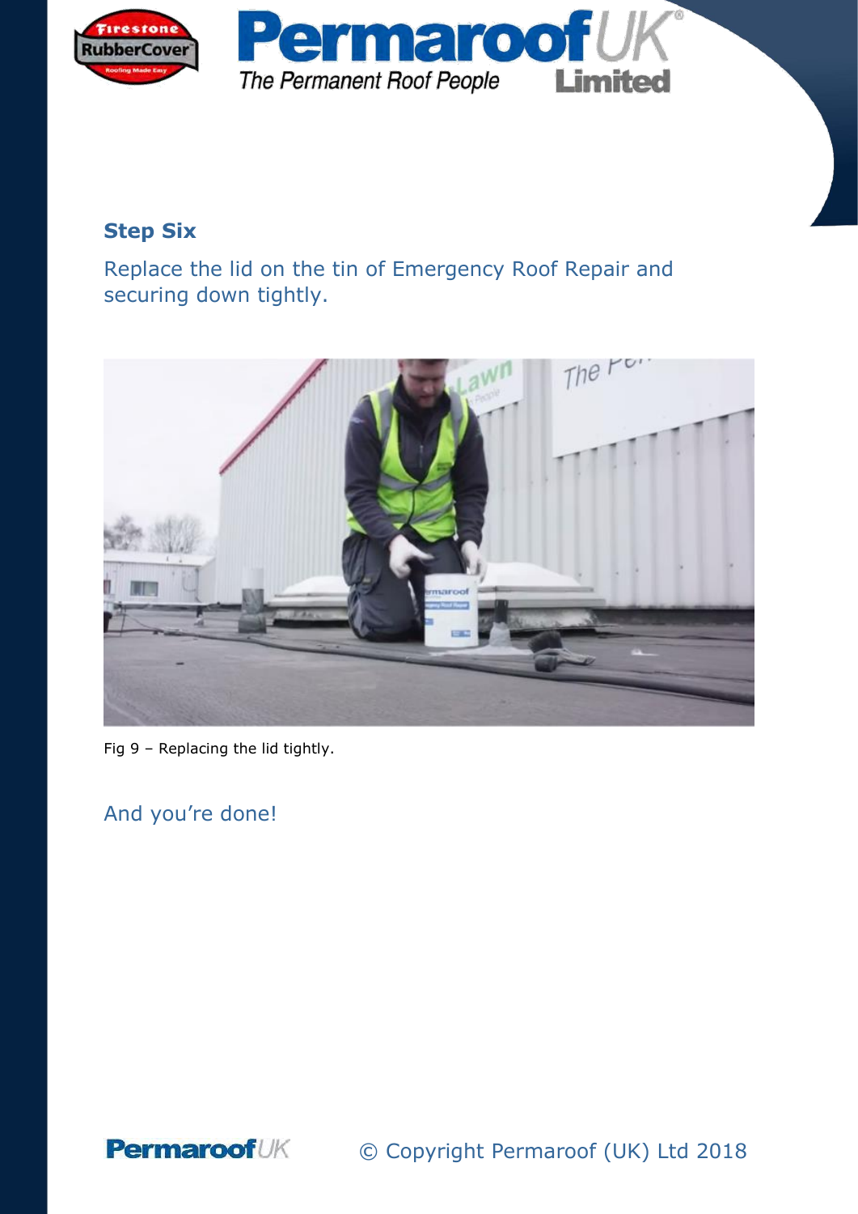## Step Six

Replace the lid on the tin of Emergency Roof Repair and securing down tightly.

Fig 9 – Replacing the lid tightly.

And you're done!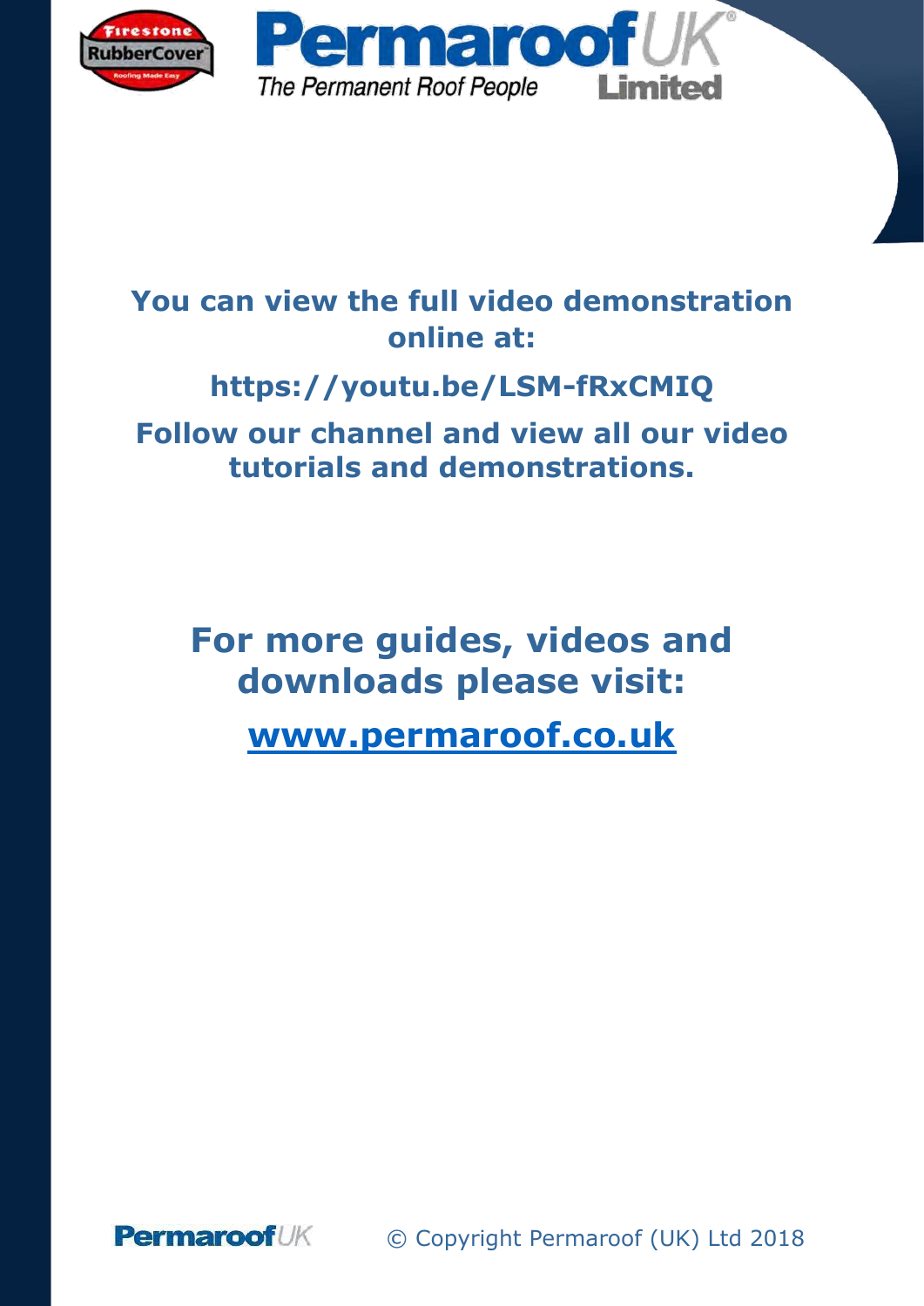**You can view the full video demonstration online at:**

**https://youtu.be/LSM-fRxCMIQ**

**Follow our channel and view all our video tutorials and demonstrations.**

## For more guides, videos and downloads please visit:

## [www.permaroof.co.uk](http://www.permaroof.co.uk)